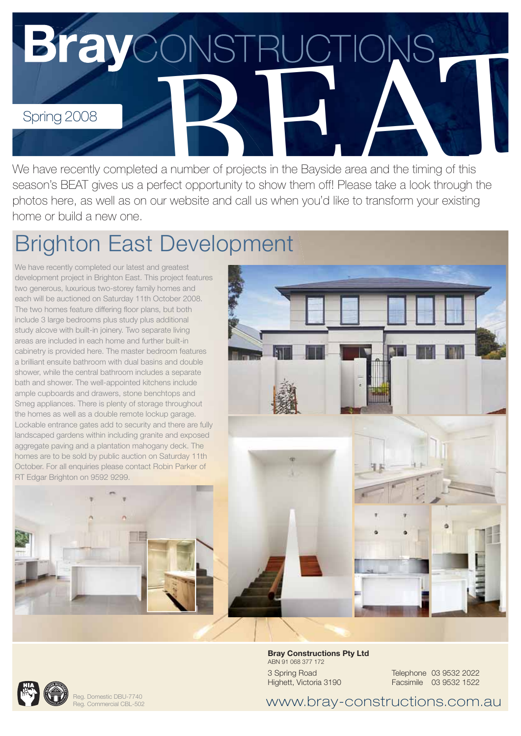# Bray CONSTRUCTIONS BEAT

Spring 2008

We have recently completed a number of projects in the Bayside area and the timing of this season's BEAT gives us a perfect opportunity to show them off! Please take a look through the photos here, as well as on our website and call us when you'd like to transform your existing home or build a new one.

## Brighton East Development

We have recently completed our latest and greatest development project in Brighton East. This project features two generous, luxurious two-storey family homes and each will be auctioned on Saturday 11th October 2008. The two homes feature differing floor plans, but both include 3 large bedrooms plus study plus additional study alcove with built-in joinery. Two separate living areas are included in each home and further built-in cabinetry is provided here. The master bedroom features a brilliant ensuite bathroom with dual basins and double shower, while the central bathroom includes a separate bath and shower. The well-appointed kitchens include ample cupboards and drawers, stone benchtops and Smeg appliances. There is plenty of storage throughout the homes as well as a double remote lockup garage. Lockable entrance gates add to security and there are fully landscaped gardens within including granite and exposed aggregate paving and a plantation mahogany deck. The homes are to be sold by public auction on Saturday 11th October. For all enquiries please contact Robin Parker of RT Edgar Brighton on 9592 9299.

**Bray Constructions Pty Ltd**
ABN 91 068 377 172

3 Spring Road
Highett, Victoria 3190

Telephone 03 9532 2022
Facsimile 03 9532 1522

Reg. Domestic DBU-7740
Reg. Commercial CBL-502

www.bray-constructions.com.au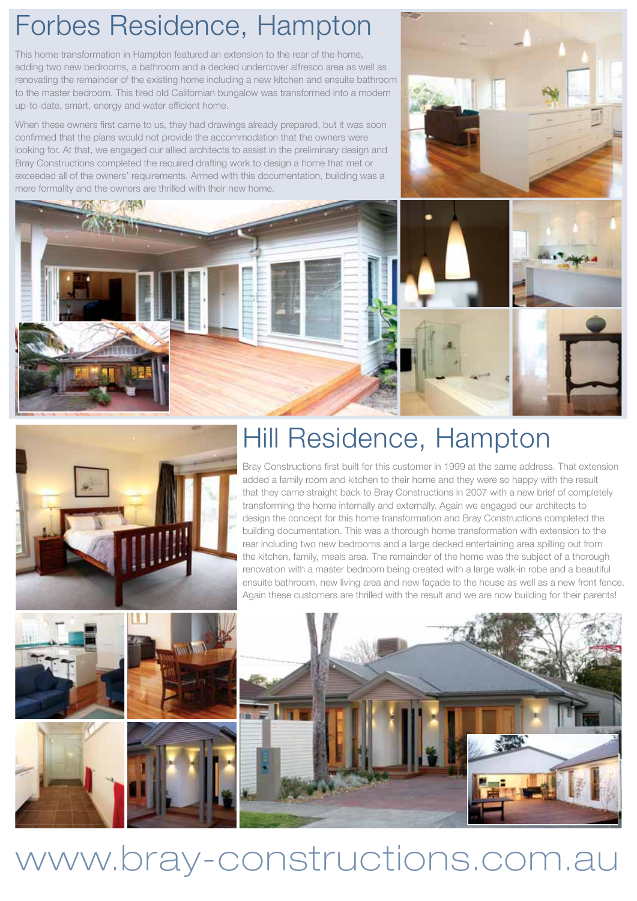# Forbes Residence, Hampton

This home transformation in Hampton featured an extension to the rear of the home, adding two new bedrooms, a bathroom and a decked undercover alfresco area as well as renovating the remainder of the existing home including a new kitchen and ensuite bathroom to the master bedroom. This tired old Californian bungalow was transformed into a modern up-to-date, smart, energy and water efficient home.

When these owners first came to us, they had drawings already prepared, but it was soon confirmed that the plans would not provide the accommodation that the owners were looking for. At that, we engaged our allied architects to assist in the preliminary design and Bray Constructions completed the required drafting work to design a home that met or exceeded all of the owners' requirements. Armed with this documentation, building was a mere formality and the owners are thrilled with their new home.

# Hill Residence, Hampton

Bray Constructions first built for this customer in 1999 at the same address. That extension added a family room and kitchen to their home and they were so happy with the result that they came straight back to Bray Constructions in 2007 with a new brief of completely transforming the home internally and externally. Again we engaged our architects to design the concept for this home transformation and Bray Constructions completed the building documentation. This was a thorough home transformation with extension to the rear including two new bedrooms and a large decked entertaining area spilling out from the kitchen, family, meals area. The remainder of the home was the subject of a thorough renovation with a master bedroom being created with a large walk-in robe and a beautiful ensuite bathroom, new living area and new façade to the house as well as a new front fence. Again these customers are thrilled with the result and we are now building for their parents!

www.bray-constructions.com.au